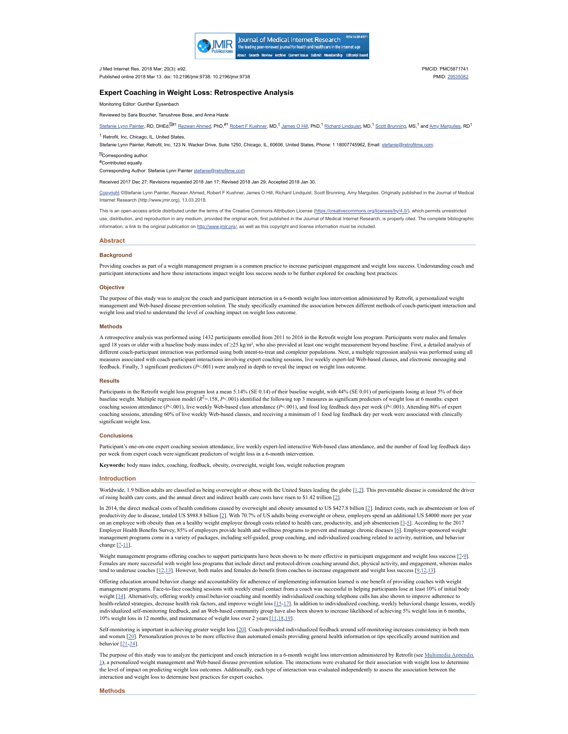J Med Internet Res. 2018 Mar; 20(3): e92.
Published online 2018 Mar 13. doi: 10.2196/jmir.9738: 10.2196/jmir.9738

PMCID: PMC5871741
PMID: 29535082

# Expert Coaching in Weight Loss: Retrospective Analysis

Monitoring Editor: Gunther Eysenbach

Reviewed by Sara Boucher, Tanushree Bose, and Anna Haste

Stefanie Lynn Painter, RD, DHEd,[✉#1] Rezwan Ahmed, PhD,[#1] Robert F Kushner, MD,[1] James O Hill, PhD,[1] Richard Lindquist, MD,[1] Scott Brunning, MS,[1] and Amy Margulies, RD[1]

[1] Retrofit, Inc, Chicago, IL, United States,

Stefanie Lynn Painter, Retrofit, Inc, 123 N. Wacker Drive, Suite 1250, Chicago, IL, 60606, United States, Phone: 1 18007745962, Email: stefanie@retrofitme.com.

✉Corresponding author.

#Contributed equally.

Corresponding Author: Stefanie Lynn Painter stefanie@retrofitme.com

Received 2017 Dec 27; Revisions requested 2018 Jan 17; Revised 2018 Jan 29; Accepted 2018 Jan 30.

Copyright ©Stefanie Lynn Painter, Rezwan Ahmed, Robert F Kushner, James O Hill, Richard Lindquist, Scott Brunning, Amy Margulies. Originally published in the Journal of Medical Internet Research (http://www.jmir.org), 13.03.2018.

This is an open-access article distributed under the terms of the Creative Commons Attribution License (https://creativecommons.org/licenses/by/4.0/), which permits unrestricted use, distribution, and reproduction in any medium, provided the original work, first published in the Journal of Medical Internet Research, is properly cited. The complete bibliographic information, a link to the original publication on http://www.jmir.org/, as well as this copyright and license information must be included.

## Abstract

### Background

Providing coaches as part of a weight management program is a common practice to increase participant engagement and weight loss success. Understanding coach and participant interactions and how these interactions impact weight loss success needs to be further explored for coaching best practices.

### Objective

The purpose of this study was to analyze the coach and participant interaction in a 6-month weight loss intervention administered by Retrofit, a personalized weight management and Web-based disease prevention solution. The study specifically examined the association between different methods of coach-participant interaction and weight loss and tried to understand the level of coaching impact on weight loss outcome.

### Methods

A retrospective analysis was performed using 1432 participants enrolled from 2011 to 2016 in the Retrofit weight loss program. Participants were males and females aged 18 years or older with a baseline body mass index of ≥25 kg/m², who also provided at least one weight measurement beyond baseline. First, a detailed analysis of different coach-participant interaction was performed using both intent-to-treat and completer populations. Next, a multiple regression analysis was performed using all measures associated with coach-participant interactions involving expert coaching sessions, live weekly expert-led Web-based classes, and electronic messaging and feedback. Finally, 3 significant predictors ($P<.001$) were analyzed in depth to reveal the impact on weight loss outcome.

### Results

Participants in the Retrofit weight loss program lost a mean 5.14% (SE 0.14) of their baseline weight, with 44% (SE 0.01) of participants losing at least 5% of their baseline weight. Multiple regression model ($R^2$=.158, $P<.001$) identified the following top 3 measures as significant predictors of weight loss at 6 months: expert coaching session attendance ($P<.001$), live weekly Web-based class attendance ($P<.001$), and food log feedback days per week ($P<.001$). Attending 80% of expert coaching sessions, attending 60% of live weekly Web-based classes, and receiving a minimum of 1 food log feedback day per week were associated with clinically significant weight loss.

### Conclusions

Participant's one-on-one expert coaching session attendance, live weekly expert-led interactive Web-based class attendance, and the number of food log feedback days per week from expert coach were significant predictors of weight loss in a 6-month intervention.

**Keywords:** body mass index, coaching, feedback, obesity, overweight, weight loss, weight reduction program

## Introduction

Worldwide, 1.9 billion adults are classified as being overweight or obese with the United States leading the globe [1,2]. This preventable disease is considered the driver of rising health care costs, and the annual direct and indirect health care costs have risen to $1.42 trillion [2].

In 2014, the direct medical costs of health conditions caused by overweight and obesity amounted to US $427.8 billion [2]. Indirect costs, such as absenteeism or loss of productivity due to disease, totaled US $988.8 billion [2]. With 70.7% of US adults being overweight or obese, employers spend an additional US $4000 more per year on an employee with obesity than on a healthy weight employee through costs related to health care, productivity, and job absenteeism [3-5]. According to the 2017 Employer Health Benefits Survey, 85% of employers provide health and wellness programs to prevent and manage chronic diseases [6]. Employer-sponsored weight management programs come in a variety of packages, including self-guided, group coaching, and individualized coaching related to activity, nutrition, and behavior change [7-11].

Weight management programs offering coaches to support participants have been shown to be more effective in participant engagement and weight loss success [7-9]. Females are more successful with weight loss programs that include direct and protocol-driven coaching around diet, physical activity, and engagement, whereas males tend to underuse coaches [12,13]. However, both males and females do benefit from coaches to increase engagement and weight loss success [9,12,13].

Offering education around behavior change and accountability for adherence of implementing information learned is one benefit of providing coaches with weight management programs. Face-to-face coaching sessions with weekly email contact from a coach was successful in helping participants lose at least 10% of initial body weight [14]. Alternatively, offering weekly email behavior coaching and monthly individualized coaching telephone calls has also shown to improve adherence to health-related strategies, decrease health risk factors, and improve weight loss [15-17]. In addition to individualized coaching, weekly behavioral change lessons, weekly individualized self-monitoring feedback, and an Web-based community group have also been shown to increase likelihood of achieving 5% weight loss in 6 months, 10% weight loss in 12 months, and maintenance of weight loss over 2 years [11,18,19].

Self-monitoring is important in achieving greater weight loss [20]. Coach-provided individualized feedback around self-monitoring increases consistency in both men and women [20]. Personalization proves to be more effective than automated emails providing general health information or tips specifically around nutrition and behavior [21-24].

The purpose of this study was to analyze the participant and coach interaction in a 6-month weight loss intervention administered by Retrofit (see Multimedia Appendix 1), a personalized weight management and Web-based disease prevention solution. The interactions were evaluated for their association with weight loss to determine the level of impact on predicting weight loss outcomes. Additionally, each type of interaction was evaluated independently to assess the association between the interaction and weight loss to determine best practices for expert coaches.

## Methods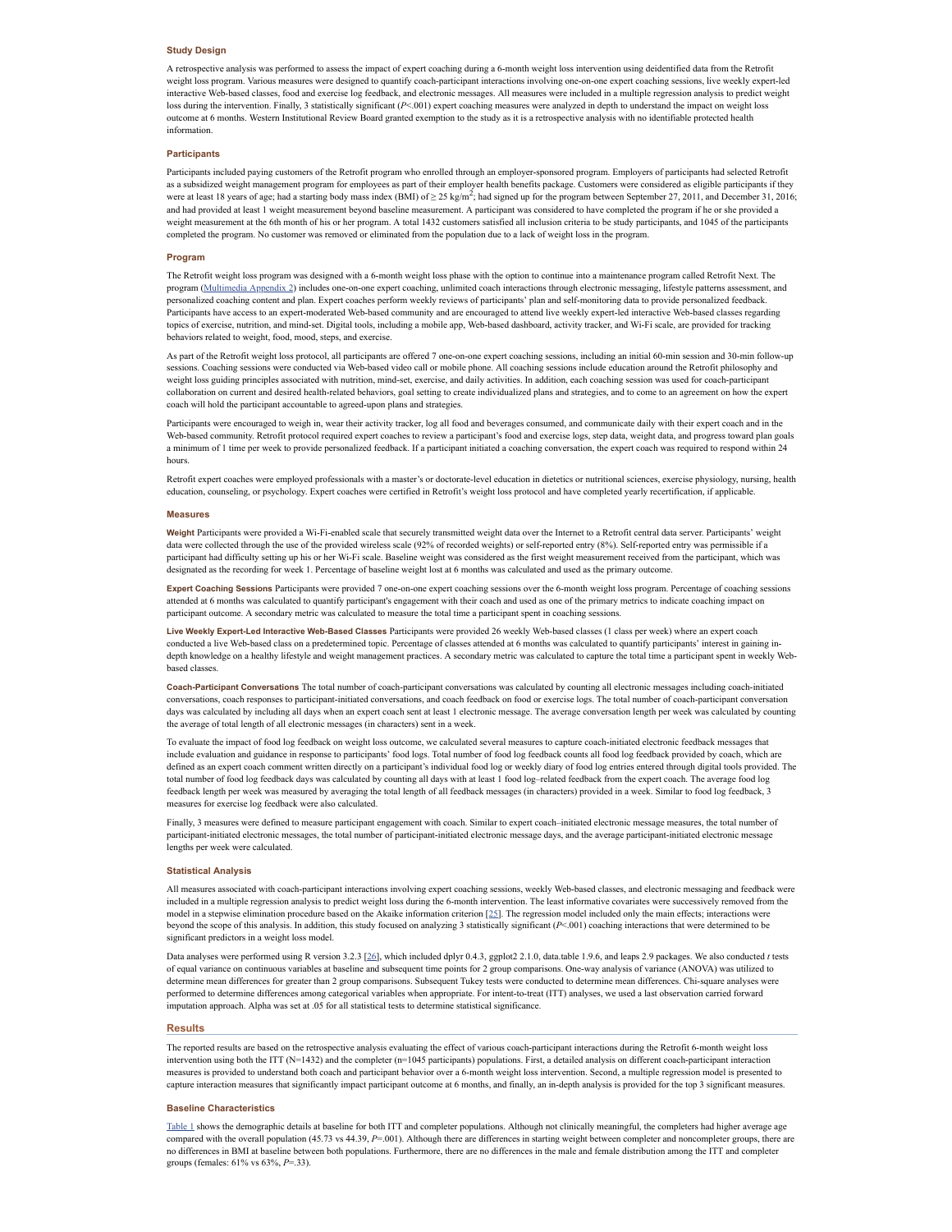### Study Design

A retrospective analysis was performed to assess the impact of expert coaching during a 6-month weight loss intervention using deidentified data from the Retrofit weight loss program. Various measures were designed to quantify coach-participant interactions involving one-on-one expert coaching sessions, live weekly expert-led interactive Web-based classes, food and exercise log feedback, and electronic messages. All measures were included in a multiple regression analysis to predict weight loss during the intervention. Finally, 3 statistically significant ($P$<.001) expert coaching measures were analyzed in depth to understand the impact on weight loss outcome at 6 months. Western Institutional Review Board granted exemption to the study as it is a retrospective analysis with no identifiable protected health information.

### Participants

Participants included paying customers of the Retrofit program who enrolled through an employer-sponsored program. Employers of participants had selected Retrofit as a subsidized weight management program for employees as part of their employer health benefits package. Customers were considered as eligible participants if they were at least 18 years of age; had a starting body mass index (BMI) of ≥ 25 kg/m$^2$; had signed up for the program between September 27, 2011, and December 31, 2016; and had provided at least 1 weight measurement beyond baseline measurement. A participant was considered to have completed the program if he or she provided a weight measurement at the 6th month of his or her program. A total 1432 customers satisfied all inclusion criteria to be study participants, and 1045 of the participants completed the program. No customer was removed or eliminated from the population due to a lack of weight loss in the program.

### Program

The Retrofit weight loss program was designed with a 6-month weight loss phase with the option to continue into a maintenance program called Retrofit Next. The program (Multimedia Appendix 2) includes one-on-one expert coaching, unlimited coach interactions through electronic messaging, lifestyle patterns assessment, and personalized coaching content and plan. Expert coaches perform weekly reviews of participants' plan and self-monitoring data to provide personalized feedback. Participants have access to an expert-moderated Web-based community and are encouraged to attend live weekly expert-led interactive Web-based classes regarding topics of exercise, nutrition, and mind-set. Digital tools, including a mobile app, Web-based dashboard, activity tracker, and Wi-Fi scale, are provided for tracking behaviors related to weight, food, mood, steps, and exercise.

As part of the Retrofit weight loss protocol, all participants are offered 7 one-on-one expert coaching sessions, including an initial 60-min session and 30-min follow-up sessions. Coaching sessions were conducted via Web-based video call or mobile phone. All coaching sessions include education around the Retrofit philosophy and weight loss guiding principles associated with nutrition, mind-set, exercise, and daily activities. In addition, each coaching session was used for coach-participant collaboration on current and desired health-related behaviors, goal setting to create individualized plans and strategies, and to come to an agreement on how the expert coach will hold the participant accountable to agreed-upon plans and strategies.

Participants were encouraged to weigh in, wear their activity tracker, log all food and beverages consumed, and communicate daily with their expert coach and in the Web-based community. Retrofit protocol required expert coaches to review a participant's food and exercise logs, step data, weight data, and progress toward plan goals a minimum of 1 time per week to provide personalized feedback. If a participant initiated a coaching conversation, the expert coach was required to respond within 24 hours.

Retrofit expert coaches were employed professionals with a master's or doctorate-level education in dietetics or nutritional sciences, exercise physiology, nursing, health education, counseling, or psychology. Expert coaches were certified in Retrofit's weight loss protocol and have completed yearly recertification, if applicable.

### Measures

**Weight** Participants were provided a Wi-Fi-enabled scale that securely transmitted weight data over the Internet to a Retrofit central data server. Participants' weight data were collected through the use of the provided wireless scale (92% of recorded weights) or self-reported entry (8%). Self-reported entry was permissible if a participant had difficulty setting up his or her Wi-Fi scale. Baseline weight was considered as the first weight measurement received from the participant, which was designated as the recording for week 1. Percentage of baseline weight lost at 6 months was calculated and used as the primary outcome.

**Expert Coaching Sessions** Participants were provided 7 one-on-one expert coaching sessions over the 6-month weight loss program. Percentage of coaching sessions attended at 6 months was calculated to quantify participant's engagement with their coach and used as one of the primary metrics to indicate coaching impact on participant outcome. A secondary metric was calculated to measure the total time a participant spent in coaching sessions.

**Live Weekly Expert-Led Interactive Web-Based Classes** Participants were provided 26 weekly Web-based classes (1 class per week) where an expert coach conducted a live Web-based class on a predetermined topic. Percentage of classes attended at 6 months was calculated to quantify participants' interest in gaining in-depth knowledge on a healthy lifestyle and weight management practices. A secondary metric was calculated to capture the total time a participant spent in weekly Web-based classes.

**Coach-Participant Conversations** The total number of coach-participant conversations was calculated by counting all electronic messages including coach-initiated conversations, coach responses to participant-initiated conversations, and coach feedback on food or exercise logs. The total number of coach-participant conversation days was calculated by including all days when an expert coach sent at least 1 electronic message. The average conversation length per week was calculated by counting the average of total length of all electronic messages (in characters) sent in a week.

To evaluate the impact of food log feedback on weight loss outcome, we calculated several measures to capture coach-initiated electronic feedback messages that include evaluation and guidance in response to participants' food logs. Total number of food log feedback counts all food log feedback provided by coach, which are defined as an expert coach comment written directly on a participant's individual food log or weekly diary of food log entries entered through digital tools provided. The total number of food log feedback days was calculated by counting all days with at least 1 food log–related feedback from the expert coach. The average food log feedback length per week was measured by averaging the total length of all feedback messages (in characters) provided in a week. Similar to food log feedback, 3 measures for exercise log feedback were also calculated.

Finally, 3 measures were defined to measure participant engagement with coach. Similar to expert coach–initiated electronic message measures, the total number of participant-initiated electronic messages, the total number of participant-initiated electronic message days, and the average participant-initiated electronic message lengths per week were calculated.

### Statistical Analysis

All measures associated with coach-participant interactions involving expert coaching sessions, weekly Web-based classes, and electronic messaging and feedback were included in a multiple regression analysis to predict weight loss during the 6-month intervention. The least informative covariates were successively removed from the model in a stepwise elimination procedure based on the Akaike information criterion [25]. The regression model included only the main effects; interactions were beyond the scope of this analysis. In addition, this study focused on analyzing 3 statistically significant ($P$<.001) coaching interactions that were determined to be significant predictors in a weight loss model.

Data analyses were performed using R version 3.2.3 [26], which included dplyr 0.4.3, ggplot2 2.1.0, data.table 1.9.6, and leaps 2.9 packages. We also conducted $t$ tests of equal variance on continuous variables at baseline and subsequent time points for 2 group comparisons. One-way analysis of variance (ANOVA) was utilized to determine mean differences for greater than 2 group comparisons. Subsequent Tukey tests were conducted to determine mean differences. Chi-square analyses were performed to determine differences among categorical variables when appropriate. For intent-to-treat (ITT) analyses, we used a last observation carried forward imputation approach. Alpha was set at .05 for all statistical tests to determine statistical significance.

## Results

The reported results are based on the retrospective analysis evaluating the effect of various coach-participant interactions during the Retrofit 6-month weight loss intervention using both the ITT (N=1432) and the completer (n=1045 participants) populations. First, a detailed analysis on different coach-participant interaction measures is provided to understand both coach and participant behavior over a 6-month weight loss intervention. Second, a multiple regression model is presented to capture interaction measures that significantly impact participant outcome at 6 months, and finally, an in-depth analysis is provided for the top 3 significant measures.

### Baseline Characteristics

Table 1 shows the demographic details at baseline for both ITT and completer populations. Although not clinically meaningful, the completers had higher average age compared with the overall population (45.73 vs 44.39, $P$=.001). Although there are differences in starting weight between completer and noncompleter groups, there are no differences in BMI at baseline between both populations. Furthermore, there are no differences in the male and female distribution among the ITT and completer groups (females: 61% vs 63%, $P$=.33).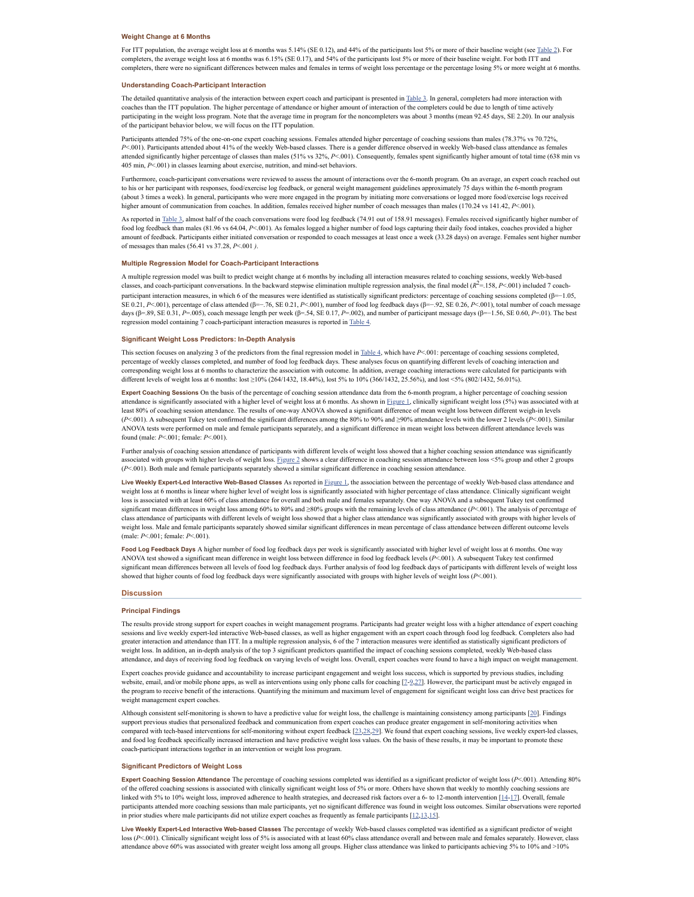### Weight Change at 6 Months

For ITT population, the average weight loss at 6 months was 5.14% (SE 0.12), and 44% of the participants lost 5% or more of their baseline weight (see Table 2). For completers, the average weight loss at 6 months was 6.15% (SE 0.17), and 54% of the participants lost 5% or more of their baseline weight. For both ITT and completers, there were no significant differences between males and females in terms of weight loss percentage or the percentage losing 5% or more weight at 6 months.

### Understanding Coach-Participant Interaction

The detailed quantitative analysis of the interaction between expert coach and participant is presented in Table 3. In general, completers had more interaction with coaches than the ITT population. The higher percentage of attendance or higher amount of interaction of the completers could be due to length of time actively participating in the weight loss program. Note that the average time in program for the noncompleters was about 3 months (mean 92.45 days, SE 2.20). In our analysis of the participant behavior below, we will focus on the ITT population.

Participants attended 75% of the one-on-one expert coaching sessions. Females attended higher percentage of coaching sessions than males (78.37% vs 70.72%, $P<.001$). Participants attended about 41% of the weekly Web-based classes. There is a gender difference observed in weekly Web-based class attendance as females attended significantly higher percentage of classes than males (51% vs 32%, $P<.001$). Consequently, females spent significantly higher amount of total time (638 min vs 405 min, $P<.001$) in classes learning about exercise, nutrition, and mind-set behaviors.

Furthermore, coach-participant conversations were reviewed to assess the amount of interactions over the 6-month program. On an average, an expert coach reached out to his or her participant with responses, food/exercise log feedback, or general weight management guidelines approximately 75 days within the 6-month program (about 3 times a week). In general, participants who were more engaged in the program by initiating more conversations or logged more food/exercise logs received higher amount of communication from coaches. In addition, females received higher number of coach messages than males (170.24 vs 141.42, $P<.001$).

As reported in Table 3, almost half of the coach conversations were food log feedback (74.91 out of 158.91 messages). Females received significantly higher number of food log feedback than males (81.96 vs 64.04, $P<.001$). As females logged a higher number of food logs capturing their daily food intakes, coaches provided a higher amount of feedback. Participants either initiated conversation or responded to coach messages at least once a week (33.28 days) on average. Females sent higher number of messages than males (56.41 vs 37.28, $P<.001$ *)*.

### Multiple Regression Model for Coach-Participant Interactions

A multiple regression model was built to predict weight change at 6 months by including all interaction measures related to coaching sessions, weekly Web-based classes, and coach-participant conversations. In the backward stepwise elimination multiple regression analysis, the final model ($R^2$=.158, $P<.001$) included 7 coach-participant interaction measures, in which 6 of the measures were identified as statistically significant predictors: percentage of coaching sessions completed (β=−1.05, SE 0.21, $P<.001$), percentage of class attended (β=−.76, SE 0.21, $P<.001$), number of food log feedback days (β=−.92, SE 0.26, $P<.001$), total number of coach message days (β=.89, SE 0.31, $P$=.005), coach message length per week (β=.54, SE 0.17, $P$=.002), and number of participant message days (β=−1.56, SE 0.60, $P$=.01). The best regression model containing 7 coach-participant interaction measures is reported in Table 4.

### Significant Weight Loss Predictors: In-Depth Analysis

This section focuses on analyzing 3 of the predictors from the final regression model in Table 4, which have $P<.001$: percentage of coaching sessions completed, percentage of weekly classes completed, and number of food log feedback days. These analyses focus on quantifying different levels of coaching interaction and corresponding weight loss at 6 months to characterize the association with outcome. In addition, average coaching interactions were calculated for participants with different levels of weight loss at 6 months: lost ≥10% (264/1432, 18.44%), lost 5% to 10% (366/1432, 25.56%), and lost <5% (802/1432, 56.01%).

**Expert Coaching Sessions** On the basis of the percentage of coaching session attendance data from the 6-month program, a higher percentage of coaching session attendance is significantly associated with a higher level of weight loss at 6 months. As shown in Figure 1, clinically significant weight loss (5%) was associated with at least 80% of coaching session attendance. The results of one-way ANOVA showed a significant difference of mean weight loss between different weigh-in levels ($P<.001$). A subsequent Tukey test confirmed the significant differences among the 80% to 90% and ≥90% attendance levels with the lower 2 levels ($P<.001$). Similar ANOVA tests were performed on male and female participants separately, and a significant difference in mean weight loss between different attendance levels was found (male: $P<.001$; female: $P<.001$).

Further analysis of coaching session attendance of participants with different levels of weight loss showed that a higher coaching session attendance was significantly associated with groups with higher levels of weight loss. Figure 2 shows a clear difference in coaching session attendance between loss <5% group and other 2 groups ($P<.001$). Both male and female participants separately showed a similar significant difference in coaching session attendance.

**Live Weekly Expert-Led Interactive Web-Based Classes** As reported in Figure 1, the association between the percentage of weekly Web-based class attendance and weight loss at 6 months is linear where higher level of weight loss is significantly associated with higher percentage of class attendance. Clinically significant weight loss is associated with at least 60% of class attendance for overall and both male and females separately. One way ANOVA and a subsequent Tukey test confirmed significant mean differences in weight loss among 60% to 80% and ≥80% groups with the remaining levels of class attendance ($P<.001$). The analysis of percentage of class attendance of participants with different levels of weight loss showed that a higher class attendance was significantly associated with groups with higher levels of weight loss. Male and female participants separately showed similar significant differences in mean percentage of class attendance between different outcome levels (male: $P<.001$; female: $P<.001$).

**Food Log Feedback Days** A higher number of food log feedback days per week is significantly associated with higher level of weight loss at 6 months. One way ANOVA test showed a significant mean difference in weight loss between difference in food log feedback levels ($P<.001$). A subsequent Tukey test confirmed significant mean differences between all levels of food log feedback days. Further analysis of food log feedback days of participants with different levels of weight loss showed that higher counts of food log feedback days were significantly associated with groups with higher levels of weight loss ($P<.001$).

## Discussion

### Principal Findings

The results provide strong support for expert coaches in weight management programs. Participants had greater weight loss with a higher attendance of expert coaching sessions and live weekly expert-led interactive Web-based classes, as well as higher engagement with an expert coach through food log feedback. Completers also had greater interaction and attendance than ITT. In a multiple regression analysis, 6 of the 7 interaction measures were identified as statistically significant predictors of weight loss. In addition, an in-depth analysis of the top 3 significant predictors quantified the impact of coaching sessions completed, weekly Web-based class attendance, and days of receiving food log feedback on varying levels of weight loss. Overall, expert coaches were found to have a high impact on weight management.

Expert coaches provide guidance and accountability to increase participant engagement and weight loss success, which is supported by previous studies, including website, email, and/or mobile phone apps, as well as interventions using only phone calls for coaching [7-9,27]. However, the participant must be actively engaged in the program to receive benefit of the interactions. Quantifying the minimum and maximum level of engagement for significant weight loss can drive best practices for weight management expert coaches.

Although consistent self-monitoring is shown to have a predictive value for weight loss, the challenge is maintaining consistency among participants [20]. Findings support previous studies that personalized feedback and communication from expert coaches can produce greater engagement in self-monitoring activities when compared with tech-based interventions for self-monitoring without expert feedback [23,28,29]. We found that expert coaching sessions, live weekly expert-led classes, and food log feedback specifically increased interaction and have predictive weight loss values. On the basis of these results, it may be important to promote these coach-participant interactions together in an intervention or weight loss program.

### Significant Predictors of Weight Loss

**Expert Coaching Session Attendance** The percentage of coaching sessions completed was identified as a significant predictor of weight loss ($P<.001$). Attending 80% of the offered coaching sessions is associated with clinically significant weight loss of 5% or more. Others have shown that weekly to monthly coaching sessions are linked with 5% to 10% weight loss, improved adherence to health strategies, and decreased risk factors over a 6- to 12-month intervention [14-17]. Overall, female participants attended more coaching sessions than male participants, yet no significant difference was found in weight loss outcomes. Similar observations were reported in prior studies where male participants did not utilize expert coaches as frequently as female participants [12,13,15].

**Live Weekly Expert-Led Interactive Web-based Classes** The percentage of weekly Web-based classes completed was identified as a significant predictor of weight loss ($P<.001$). Clinically significant weight loss of 5% is associated with at least 60% class attendance overall and between male and females separately. However, class attendance above 60% was associated with greater weight loss among all groups. Higher class attendance was linked to participants achieving 5% to 10% and >10%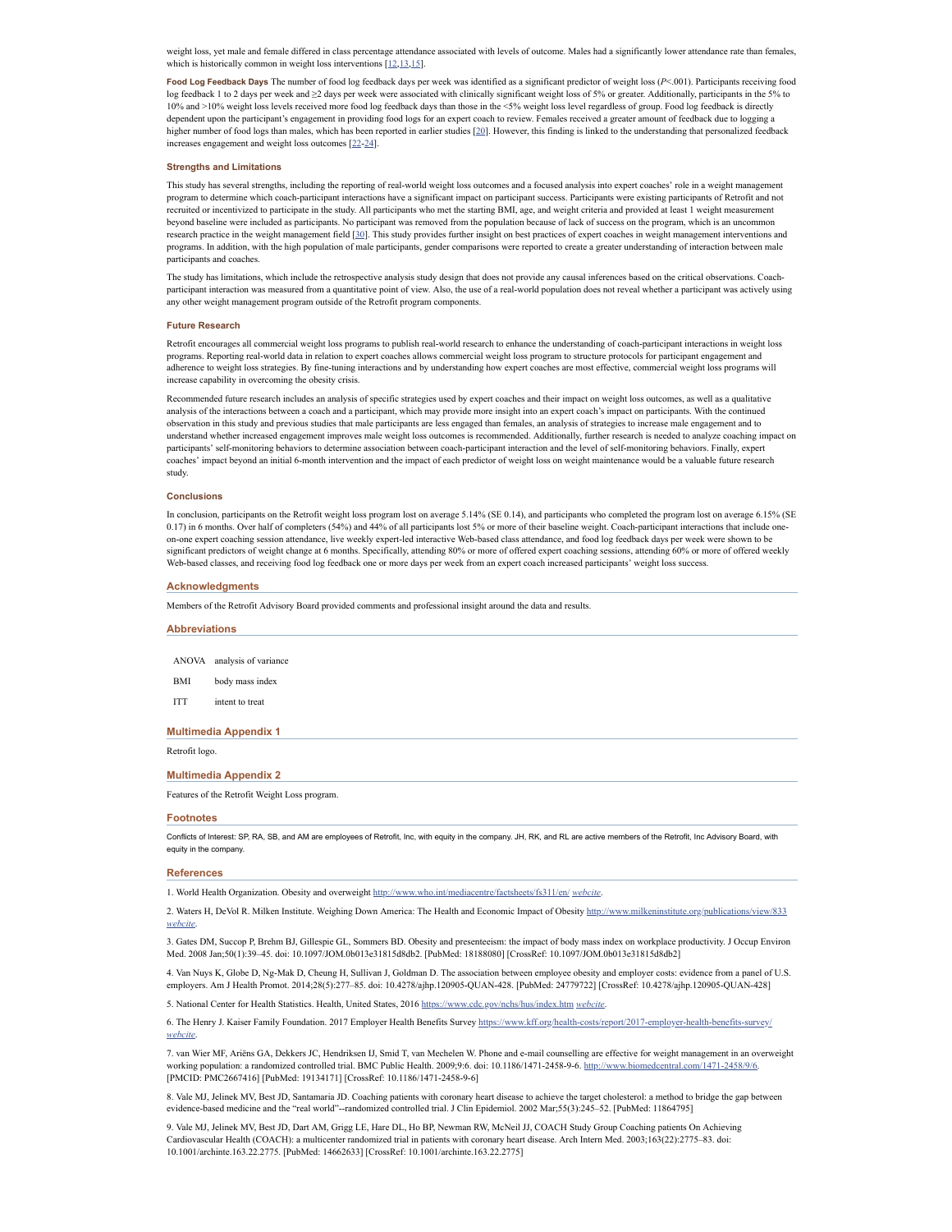weight loss, yet male and female differed in class percentage attendance associated with levels of outcome. Males had a significantly lower attendance rate than females, which is historically common in weight loss interventions [12,13,15].

**Food Log Feedback Days** The number of food log feedback days per week was identified as a significant predictor of weight loss ($P$<.001). Participants receiving food log feedback 1 to 2 days per week and ≥2 days per week were associated with clinically significant weight loss of 5% or greater. Additionally, participants in the 5% to 10% and >10% weight loss levels received more food log feedback days than those in the <5% weight loss level regardless of group. Food log feedback is directly dependent upon the participant's engagement in providing food logs for an expert coach to review. Females received a greater amount of feedback due to logging a higher number of food logs than males, which has been reported in earlier studies [20]. However, this finding is linked to the understanding that personalized feedback increases engagement and weight loss outcomes [22-24].

### Strengths and Limitations

This study has several strengths, including the reporting of real-world weight loss outcomes and a focused analysis into expert coaches' role in a weight management program to determine which coach-participant interactions have a significant impact on participant success. Participants were existing participants of Retrofit and not recruited or incentivized to participate in the study. All participants who met the starting BMI, age, and weight criteria and provided at least 1 weight measurement beyond baseline were included as participants. No participant was removed from the population because of lack of success on the program, which is an uncommon research practice in the weight management field [30]. This study provides further insight on best practices of expert coaches in weight management interventions and programs. In addition, with the high population of male participants, gender comparisons were reported to create a greater understanding of interaction between male participants and coaches.

The study has limitations, which include the retrospective analysis study design that does not provide any causal inferences based on the critical observations. Coach-participant interaction was measured from a quantitative point of view. Also, the use of a real-world population does not reveal whether a participant was actively using any other weight management program outside of the Retrofit program components.

### Future Research

Retrofit encourages all commercial weight loss programs to publish real-world research to enhance the understanding of coach-participant interactions in weight loss programs. Reporting real-world data in relation to expert coaches allows commercial weight loss program to structure protocols for participant engagement and adherence to weight loss strategies. By fine-tuning interactions and by understanding how expert coaches are most effective, commercial weight loss programs will increase capability in overcoming the obesity crisis.

Recommended future research includes an analysis of specific strategies used by expert coaches and their impact on weight loss outcomes, as well as a qualitative analysis of the interactions between a coach and a participant, which may provide more insight into an expert coach's impact on participants. With the continued observation in this study and previous studies that male participants are less engaged than females, an analysis of strategies to increase male engagement and to understand whether increased engagement improves male weight loss outcomes is recommended. Additionally, further research is needed to analyze coaching impact on participants' self-monitoring behaviors to determine association between coach-participant interaction and the level of self-monitoring behaviors. Finally, expert coaches' impact beyond an initial 6-month intervention and the impact of each predictor of weight loss on weight maintenance would be a valuable future research study.

### Conclusions

In conclusion, participants on the Retrofit weight loss program lost on average 5.14% (SE 0.14), and participants who completed the program lost on average 6.15% (SE 0.17) in 6 months. Over half of completers (54%) and 44% of all participants lost 5% or more of their baseline weight. Coach-participant interactions that include one-on-one expert coaching session attendance, live weekly expert-led interactive Web-based class attendance, and food log feedback days per week were shown to be significant predictors of weight change at 6 months. Specifically, attending 80% or more of offered expert coaching sessions, attending 60% or more of offered weekly Web-based classes, and receiving food log feedback one or more days per week from an expert coach increased participants' weight loss success.

## Acknowledgments

Members of the Retrofit Advisory Board provided comments and professional insight around the data and results.

## Abbreviations

| | |
|---|---|
| ANOVA | analysis of variance |
| BMI | body mass index |
| ITT | intent to treat |

## Multimedia Appendix 1

Retrofit logo.

## Multimedia Appendix 2

Features of the Retrofit Weight Loss program.

## Footnotes

Conflicts of Interest: SP, RA, SB, and AM are employees of Retrofit, Inc, with equity in the company. JH, RK, and RL are active members of the Retrofit, Inc Advisory Board, with equity in the company.

## References

1. World Health Organization. Obesity and overweight http://www.who.int/mediacentre/factsheets/fs311/en/ *webcite*.

2. Waters H, DeVol R. Milken Institute. Weighing Down America: The Health and Economic Impact of Obesity http://www.milkeninstitute.org/publications/view/833 *webcite*.

3. Gates DM, Succop P, Brehm BJ, Gillespie GL, Sommers BD. Obesity and presenteeism: the impact of body mass index on workplace productivity. J Occup Environ Med. 2008 Jan;50(1):39–45. doi: 10.1097/JOM.0b013e31815d8db2. [PubMed: 18188080] [CrossRef: 10.1097/JOM.0b013e31815d8db2]

4. Van Nuys K, Globe D, Ng-Mak D, Cheung H, Sullivan J, Goldman D. The association between employee obesity and employer costs: evidence from a panel of U.S. employers. Am J Health Promot. 2014;28(5):277–85. doi: 10.4278/ajhp.120905-QUAN-428. [PubMed: 24779722] [CrossRef: 10.4278/ajhp.120905-QUAN-428]

5. National Center for Health Statistics. Health, United States, 2016 https://www.cdc.gov/nchs/hus/index.htm *webcite*.

6. The Henry J. Kaiser Family Foundation. 2017 Employer Health Benefits Survey https://www.kff.org/health-costs/report/2017-employer-health-benefits-survey/ *webcite*.

7. van Wier MF, Ariëns GA, Dekkers JC, Hendriksen IJ, Smid T, van Mechelen W. Phone and e-mail counselling are effective for weight management in an overweight working population: a randomized controlled trial. BMC Public Health. 2009;9:6. doi: 10.1186/1471-2458-9-6. http://www.biomedcentral.com/1471-2458/9/6. [PMCID: PMC2667416] [PubMed: 19134171] [CrossRef: 10.1186/1471-2458-9-6]

8. Vale MJ, Jelinek MV, Best JD, Santamaria JD. Coaching patients with coronary heart disease to achieve the target cholesterol: a method to bridge the gap between evidence-based medicine and the "real world"--randomized controlled trial. J Clin Epidemiol. 2002 Mar;55(3):245–52. [PubMed: 11864795]

9. Vale MJ, Jelinek MV, Best JD, Dart AM, Grigg LE, Hare DL, Ho BP, Newman RW, McNeil JJ, COACH Study Group Coaching patients On Achieving Cardiovascular Health (COACH): a multicenter randomized trial in patients with coronary heart disease. Arch Intern Med. 2003;163(22):2775–83. doi: 10.1001/archinte.163.22.2775. [PubMed: 14662633] [CrossRef: 10.1001/archinte.163.22.2775]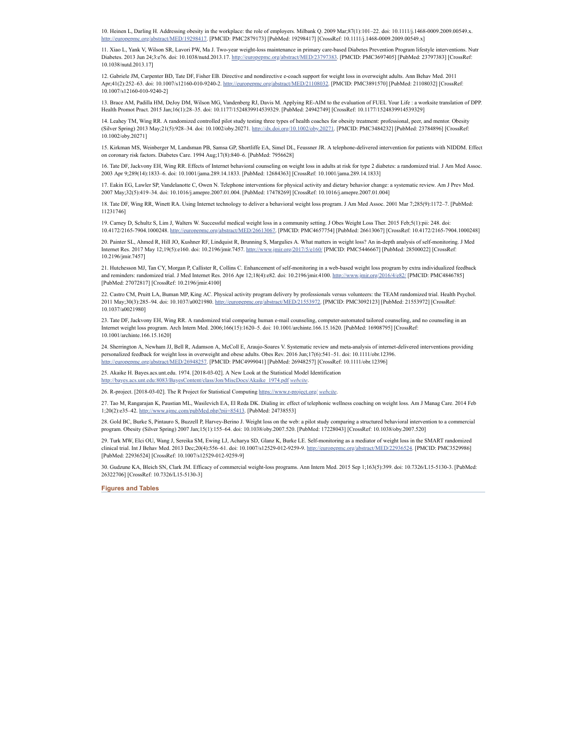10. Heinen L, Darling H. Addressing obesity in the workplace: the role of employers. Milbank Q. 2009 Mar;87(1):101–22. doi: 10.1111/j.1468-0009.2009.00549.x. http://europepmc.org/abstract/MED/19298417. [PMCID: PMC2879173] [PubMed: 19298417] [CrossRef: 10.1111/j.1468-0009.2009.00549.x]

11. Xiao L, Yank V, Wilson SR, Lavori PW, Ma J. Two-year weight-loss maintenance in primary care-based Diabetes Prevention Program lifestyle interventions. Nutr Diabetes. 2013 Jun 24;3:e76. doi: 10.1038/nutd.2013.17. http://europepmc.org/abstract/MED/23797383. [PMCID: PMC3697405] [PubMed: 23797383] [CrossRef: 10.1038/nutd.2013.17]

12. Gabriele JM, Carpenter BD, Tate DF, Fisher EB. Directive and nondirective e-coach support for weight loss in overweight adults. Ann Behav Med. 2011 Apr;41(2):252–63. doi: 10.1007/s12160-010-9240-2. http://europepmc.org/abstract/MED/21108032. [PMCID: PMC3891570] [PubMed: 21108032] [CrossRef: 10.1007/s12160-010-9240-2]

13. Brace AM, Padilla HM, DeJoy DM, Wilson MG, Vandenberg RJ, Davis M. Applying RE-AIM to the evaluation of FUEL Your Life : a worksite translation of DPP. Health Promot Pract. 2015 Jan;16(1):28–35. doi: 10.1177/1524839914539329. [PubMed: 24942749] [CrossRef: 10.1177/1524839914539329]

14. Leahey TM, Wing RR. A randomized controlled pilot study testing three types of health coaches for obesity treatment: professional, peer, and mentor. Obesity (Silver Spring) 2013 May;21(5):928–34. doi: 10.1002/oby.20271. http://dx.doi.org/10.1002/oby.20271. [PMCID: PMC3484232] [PubMed: 23784896] [CrossRef: 10.1002/oby.20271]

15. Kirkman MS, Weinberger M, Landsman PB, Samsa GP, Shortliffe EA, Simel DL, Feussner JR. A telephone-delivered intervention for patients with NIDDM. Effect on coronary risk factors. Diabetes Care. 1994 Aug;17(8):840–6. [PubMed: 7956628]

16. Tate DF, Jackvony EH, Wing RR. Effects of Internet behavioral counseling on weight loss in adults at risk for type 2 diabetes: a randomized trial. J Am Med Assoc. 2003 Apr 9;289(14):1833–6. doi: 10.1001/jama.289.14.1833. [PubMed: 12684363] [CrossRef: 10.1001/jama.289.14.1833]

17. Eakin EG, Lawler SP, Vandelanotte C, Owen N. Telephone interventions for physical activity and dietary behavior change: a systematic review. Am J Prev Med. 2007 May;32(5):419–34. doi: 10.1016/j.amepre.2007.01.004. [PubMed: 17478269] [CrossRef: 10.1016/j.amepre.2007.01.004]

18. Tate DF, Wing RR, Winett RA. Using Internet technology to deliver a behavioral weight loss program. J Am Med Assoc. 2001 Mar 7;285(9):1172–7. [PubMed: 11231746]

19. Carney D, Schultz S, Lim J, Walters W. Successful medical weight loss in a community setting. J Obes Weight Loss Ther. 2015 Feb;5(1):pii: 248. doi: 10.4172/2165-7904.1000248. http://europepmc.org/abstract/MED/26613067. [PMCID: PMC4657754] [PubMed: 26613067] [CrossRef: 10.4172/2165-7904.1000248]

20. Painter SL, Ahmed R, Hill JO, Kushner RF, Lindquist R, Brunning S, Margulies A. What matters in weight loss? An in-depth analysis of self-monitoring. J Med Internet Res. 2017 May 12;19(5):e160. doi: 10.2196/jmir.7457. http://www.jmir.org/2017/5/e160/ [PMCID: PMC5446667] [PubMed: 28500022] [CrossRef: 10.2196/jmir.7457]

21. Hutchesson MJ, Tan CY, Morgan P, Callister R, Collins C. Enhancement of self-monitoring in a web-based weight loss program by extra individualized feedback and reminders: randomized trial. J Med Internet Res. 2016 Apr 12;18(4):e82. doi: 10.2196/jmir.4100. http://www.jmir.org/2016/4/e82/ [PMCID: PMC4846785] [PubMed: 27072817] [CrossRef: 10.2196/jmir.4100]

22. Castro CM, Pruitt LA, Buman MP, King AC. Physical activity program delivery by professionals versus volunteers: the TEAM randomized trial. Health Psychol. 2011 May;30(3):285–94. doi: 10.1037/a0021980. http://europepmc.org/abstract/MED/21553972. [PMCID: PMC3092123] [PubMed: 21553972] [CrossRef: 10.1037/a0021980]

23. Tate DF, Jackvony EH, Wing RR. A randomized trial comparing human e-mail counseling, computer-automated tailored counseling, and no counseling in an Internet weight loss program. Arch Intern Med. 2006;166(15):1620–5. doi: 10.1001/archinte.166.15.1620. [PubMed: 16908795] [CrossRef: 10.1001/archinte.166.15.1620]

24. Sherrington A, Newham JJ, Bell R, Adamson A, McColl E, Araujo-Soares V. Systematic review and meta-analysis of internet-delivered interventions providing personalized feedback for weight loss in overweight and obese adults. Obes Rev. 2016 Jun;17(6):541–51. doi: 10.1111/obr.12396. http://europepmc.org/abstract/MED/26948257. [PMCID: PMC4999041] [PubMed: 26948257] [CrossRef: 10.1111/obr.12396]

25. Akaike H. Bayes.acs.unt.edu. 1974. [2018-03-02]. A New Look at the Statistical Model Identification http://bayes.acs.unt.edu:8083/BayesContent/class/Jon/MiscDocs/Akaike_1974.pdf *webcite*.

26. R-project. [2018-03-02]. The R Project for Statistical Computing https://www.r-project.org/ *webcite*.

27. Tao M, Rangarajan K, Paustian ML, Wasilevich EA, El Reda DK. Dialing in: effect of telephonic wellness coaching on weight loss. Am J Manag Care. 2014 Feb 1;20(2):e35–42. http://www.ajmc.com/pubMed.php?pii=85413. [PubMed: 24738553]

28. Gold BC, Burke S, Pintauro S, Buzzell P, Harvey-Berino J. Weight loss on the web: a pilot study comparing a structured behavioral intervention to a commercial program. Obesity (Silver Spring) 2007 Jan;15(1):155–64. doi: 10.1038/oby.2007.520. [PubMed: 17228043] [CrossRef: 10.1038/oby.2007.520]

29. Turk MW, Elci OU, Wang J, Sereika SM, Ewing LJ, Acharya SD, Glanz K, Burke LE. Self-monitoring as a mediator of weight loss in the SMART randomized clinical trial. Int J Behav Med. 2013 Dec;20(4):556–61. doi: 10.1007/s12529-012-9259-9. http://europepmc.org/abstract/MED/22936524. [PMCID: PMC3529986] [PubMed: 22936524] [CrossRef: 10.1007/s12529-012-9259-9]

30. Gudzune KA, Bleich SN, Clark JM. Efficacy of commercial weight-loss programs. Ann Intern Med. 2015 Sep 1;163(5):399. doi: 10.7326/L15-5130-3. [PubMed: 26322706] [CrossRef: 10.7326/L15-5130-3]

## Figures and Tables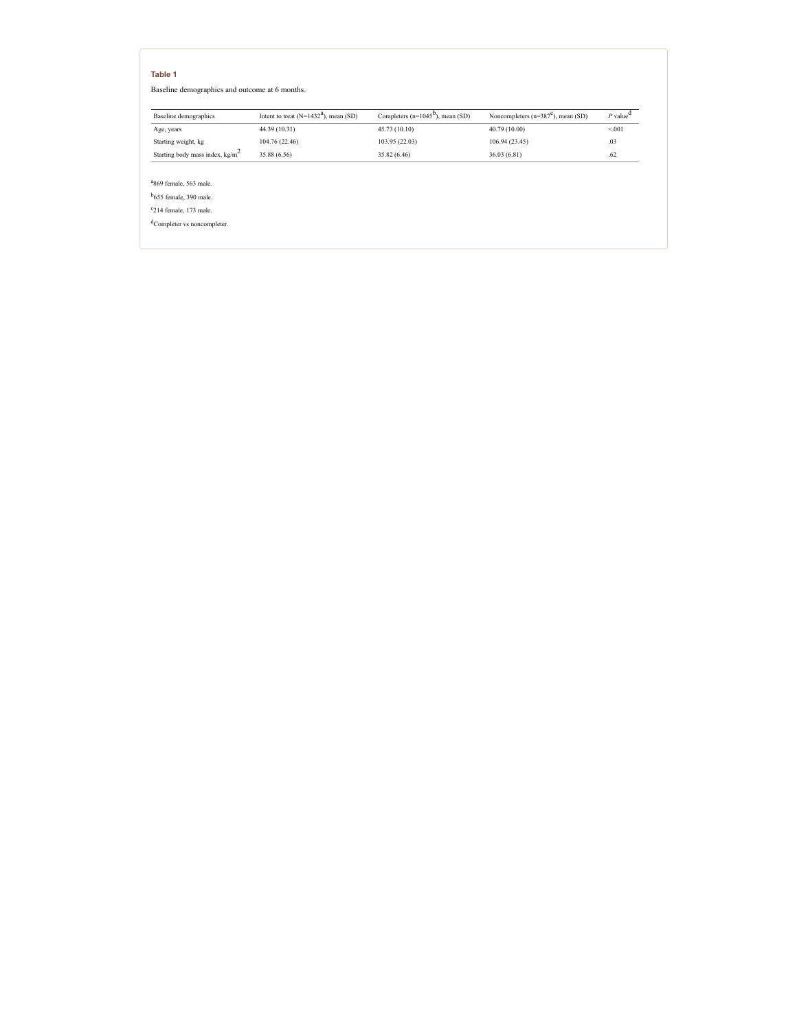**Table 1**

Baseline demographics and outcome at 6 months.

| Baseline demographics | Intent to treat (N=1432[a]), mean (SD) | Completers (n=1045[b]), mean (SD) | Noncompleters (n=387[c]), mean (SD) | *P* value[d] |
|---|---|---|---|---|
| Age, years | 44.39 (10.31) | 45.73 (10.10) | 40.79 (10.00) | <.001 |
| Starting weight, kg | 104.76 (22.46) | 103.95 (22.03) | 106.94 (23.45) | .03 |
| Starting body mass index, $kg/m^2$ | 35.88 (6.56) | 35.82 (6.46) | 36.03 (6.81) | .62 |

[a]869 female, 563 male.

[b]655 female, 390 male.

[c]214 female, 173 male.

[d]Completer vs noncompleter.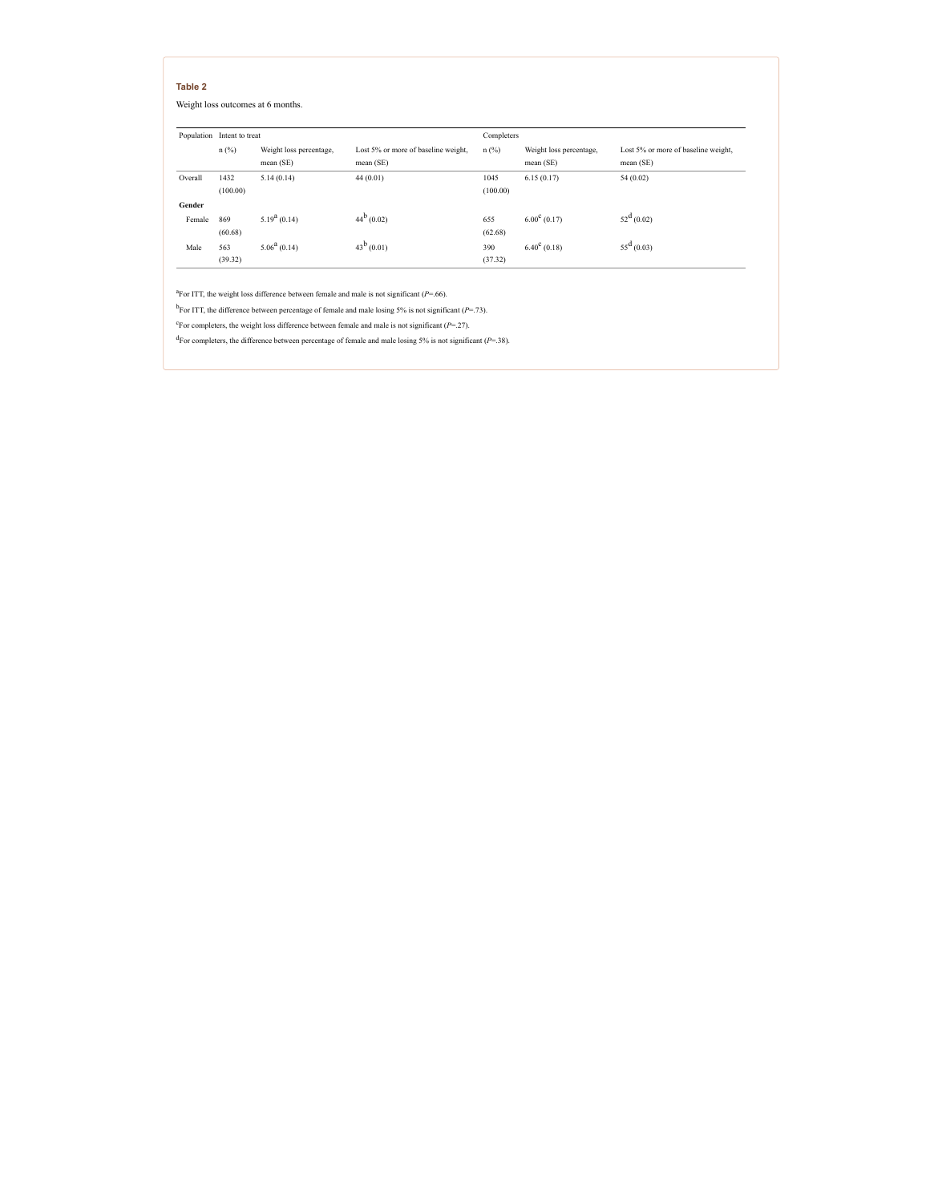**Table 2**

Weight loss outcomes at 6 months.

| Population | Intent to treat | | | Completers | | |
|---|---|---|---|---|---|---|
| | n (%) | Weight loss percentage, mean (SE) | Lost 5% or more of baseline weight, mean (SE) | n (%) | Weight loss percentage, mean (SE) | Lost 5% or more of baseline weight, mean (SE) |
| Overall | 1432 (100.00) | 5.14 (0.14) | 44 (0.01) | 1045 (100.00) | 6.15 (0.17) | 54 (0.02) |
| **Gender** | | | | | | |
| Female | 869 (60.68) | 5.19[a] (0.14) | 44[b] (0.02) | 655 (62.68) | 6.00[c] (0.17) | 52[d] (0.02) |
| Male | 563 (39.32) | 5.06[a] (0.14) | 43[b] (0.01) | 390 (37.32) | 6.40[c] (0.18) | 55[d] (0.03) |

[a]For ITT, the weight loss difference between female and male is not significant ($P$=.66).

[b]For ITT, the difference between percentage of female and male losing 5% is not significant ($P$=.73).

[c]For completers, the weight loss difference between female and male is not significant ($P$=.27).

[d]For completers, the difference between percentage of female and male losing 5% is not significant ($P$=.38).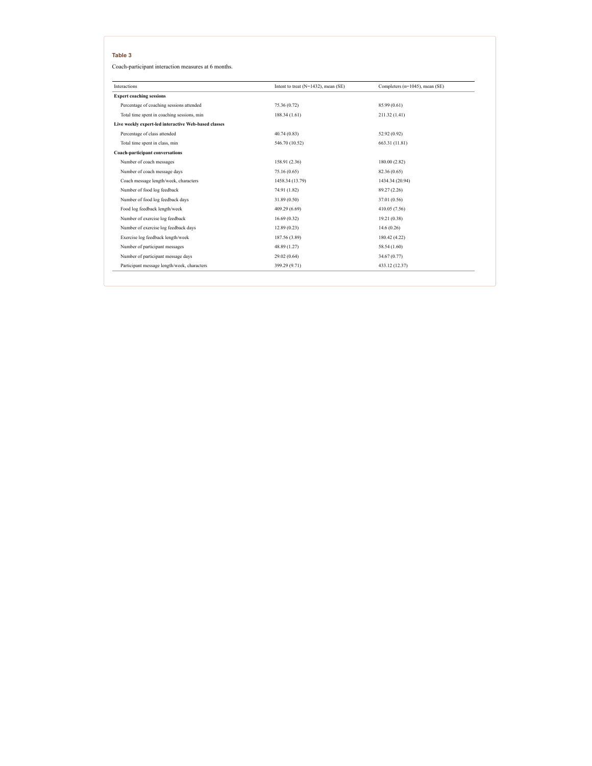**Table 3**

Coach-participant interaction measures at 6 months.

| Interactions | Intent to treat (N=1432), mean (SE) | Completers (n=1045), mean (SE) |
|---|---|---|
| **Expert coaching sessions** | | |
| Percentage of coaching sessions attended | 75.36 (0.72) | 85.99 (0.61) |
| Total time spent in coaching sessions, min | 188.34 (1.61) | 211.32 (1.41) |
| **Live weekly expert-led interactive Web-based classes** | | |
| Percentage of class attended | 40.74 (0.83) | 52.92 (0.92) |
| Total time spent in class, min | 546.70 (10.52) | 663.31 (11.81) |
| **Coach-participant conversations** | | |
| Number of coach messages | 158.91 (2.36) | 180.00 (2.82) |
| Number of coach message days | 75.16 (0.65) | 82.36 (0.65) |
| Coach message length/week, characters | 1458.34 (13.79) | 1434.34 (20.94) |
| Number of food log feedback | 74.91 (1.82) | 89.27 (2.26) |
| Number of food log feedback days | 31.89 (0.50) | 37.01 (0.56) |
| Food log feedback length/week | 409.29 (6.69) | 410.05 (7.56) |
| Number of exercise log feedback | 16.69 (0.32) | 19.21 (0.38) |
| Number of exercise log feedback days | 12.89 (0.23) | 14.6 (0.26) |
| Exercise log feedback length/week | 187.56 (3.89) | 180.42 (4.22) |
| Number of participant messages | 48.89 (1.27) | 58.54 (1.60) |
| Number of participant message days | 29.02 (0.64) | 34.67 (0.77) |
| Participant message length/week, characters | 399.29 (9.71) | 433.12 (12.37) |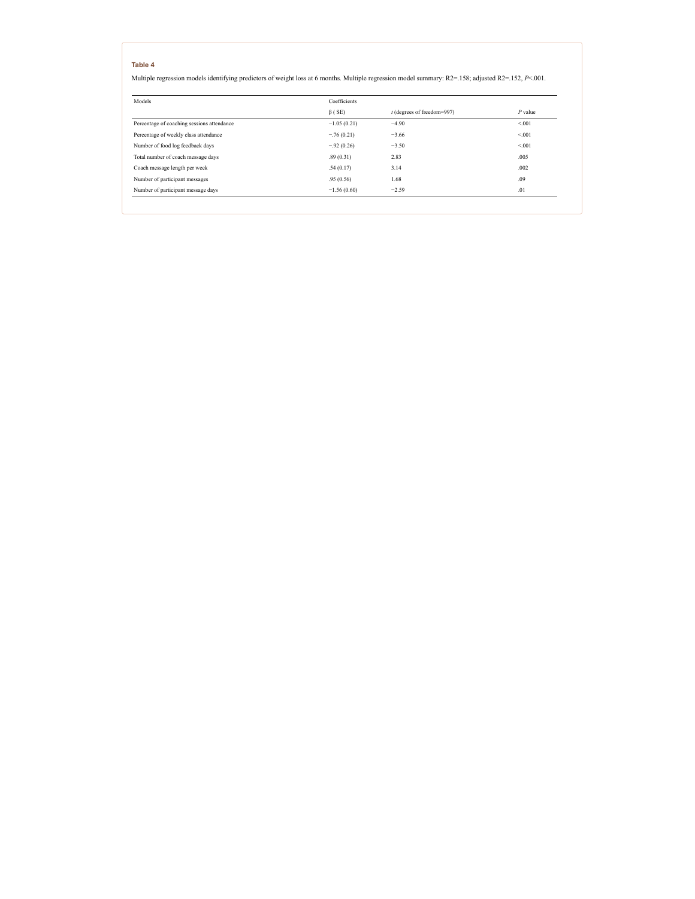**Table 4**

Multiple regression models identifying predictors of weight loss at 6 months. Multiple regression model summary: $R^2$=.158; adjusted $R^2$=.152, *P*<.001.

| Models | Coefficients | | |
|---|---|---|---|
| | β ( SE) | *t* (degrees of freedom=997) | *P* value |
| Percentage of coaching sessions attendance | −1.05 (0.21) | −4.90 | <.001 |
| Percentage of weekly class attendance | −.76 (0.21) | −3.66 | <.001 |
| Number of food log feedback days | −.92 (0.26) | −3.50 | <.001 |
| Total number of coach message days | .89 (0.31) | 2.83 | .005 |
| Coach message length per week | .54 (0.17) | 3.14 | .002 |
| Number of participant messages | .95 (0.56) | 1.68 | .09 |
| Number of participant message days | −1.56 (0.60) | −2.59 | .01 |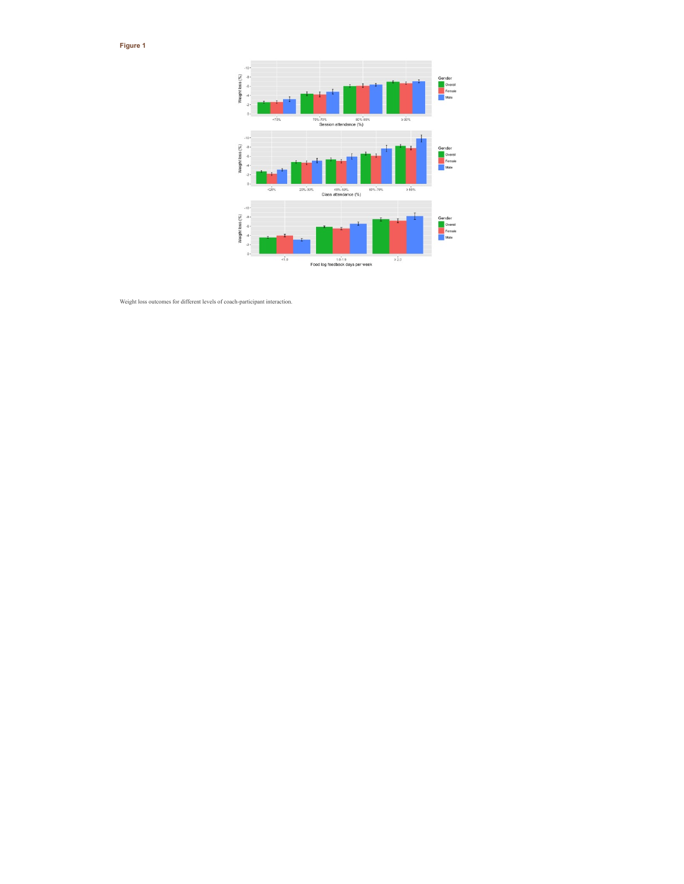**Figure 1**

Weight loss outcomes for different levels of coach-participant interaction.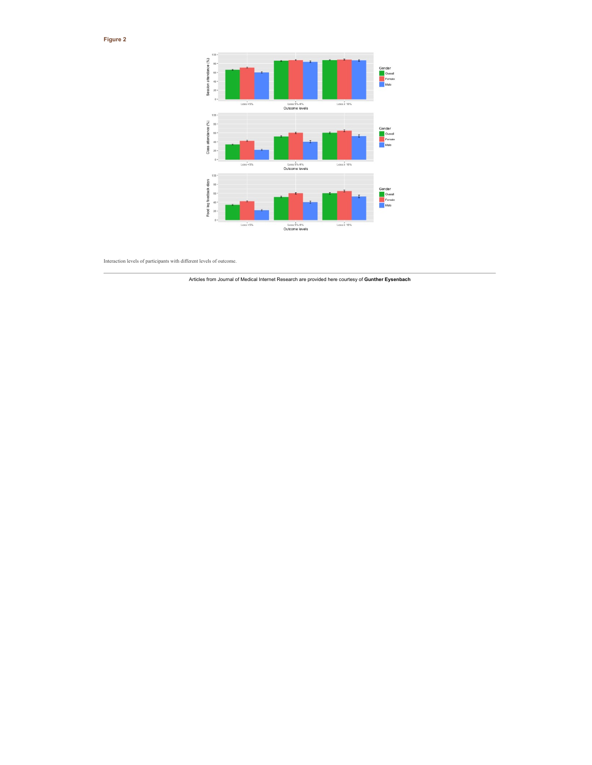## Figure 2

Session attendance (%)

100
80
60
40
20
0

Loss <5%
Loss 5%-9%
Loss ≥ 10%

Outcome levels

Gender
Overall
Female
Male

Class attendance (%)

100
80
60
40
20
0

Loss <5%
Loss 5%-9%
Loss ≥ 10%

Outcome levels

Gender
Overall
Female
Male

Food log feedback days

100
80
60
40
20
0

Loss <5%
Loss 5%-9%
Loss ≥ 10%

Outcome levels

Gender
Overall
Female
Male

Interaction levels of participants with different levels of outcome.

Articles from Journal of Medical Internet Research are provided here courtesy of **Gunther Eysenbach**